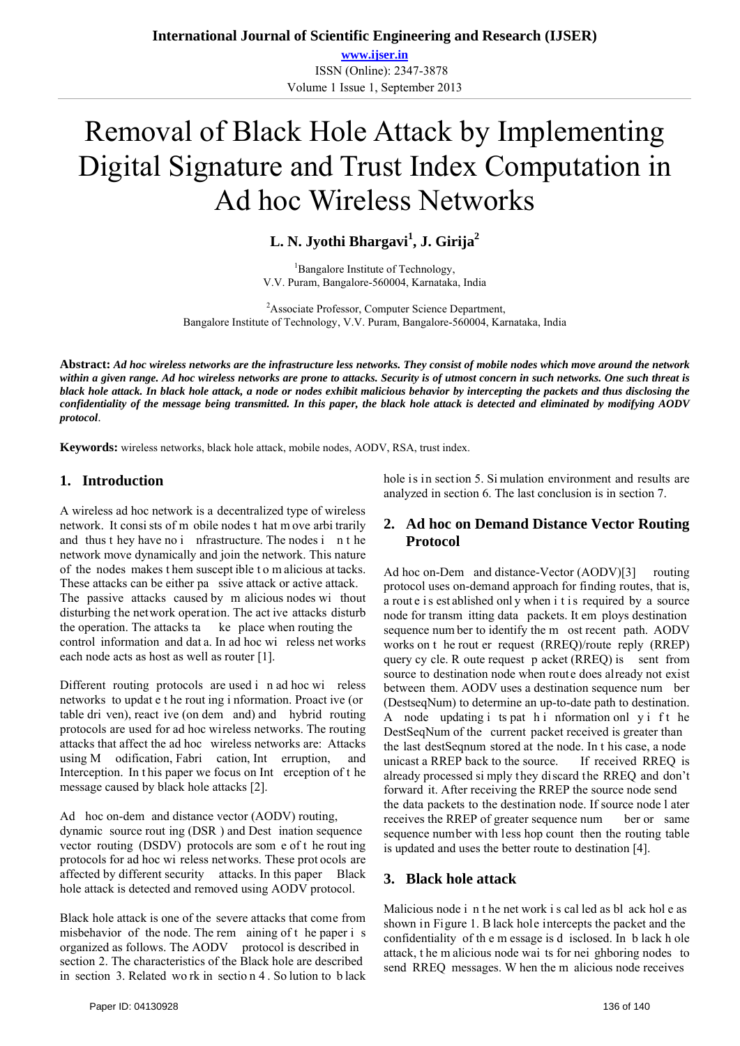# Removal of Black Hole Attack by Implementing Digital Signature and Trust Index Computation in Ad hoc Wireless Networks

**L. N. Jyothi Bhargavi[1], J. Girija[2]**

[1]Bangalore Institute of Technology, V.V. Puram, Bangalore-560004, Karnataka, India

[2]Associate Professor, Computer Science Department, Bangalore Institute of Technology, V.V. Puram, Bangalore-560004, Karnataka, India

**Abstract:** ***Ad hoc wireless networks are the infrastructure less networks. They consist of mobile nodes which move around the network within a given range. Ad hoc wireless networks are prone to attacks. Security is of utmost concern in such networks. One such threat is black hole attack. In black hole attack, a node or nodes exhibit malicious behavior by intercepting the packets and thus disclosing the confidentiality of the message being transmitted. In this paper, the black hole attack is detected and eliminated by modifying AODV protocol*.**

**Keywords:** wireless networks, black hole attack, mobile nodes, AODV, RSA, trust index.

## 1. Introduction

A wireless ad hoc network is a decentralized type of wireless network. It consists of mobile nodes that move arbitrarily and thus they have no infrastructure. The nodes in the network move dynamically and join the network. This nature of the nodes makes them susceptible to malicious attacks. These attacks can be either passive attack or active attack. The passive attacks caused by malicious nodes without disturbing the network operation. The active attacks disturb the operation. The attacks take place when routing the control information and data. In ad hoc wireless networks each node acts as host as well as router [1].

Different routing protocols are used in ad hoc wireless networks to update the routing information. Proactive (or table driven), reactive (on demand) and hybrid routing protocols are used for ad hoc wireless networks. The routing attacks that affect the ad hoc wireless networks are: Attacks using Modification, Fabrication, Interruption, and Interception. In this paper we focus on Interception of the message caused by black hole attacks [2].

Ad hoc on-demand distance vector (AODV) routing, dynamic source routing (DSR) and Destination sequence vector routing (DSDV) protocols are some of the routing protocols for ad hoc wireless networks. These protocols are affected by different security attacks. In this paper Black hole attack is detected and removed using AODV protocol.

Black hole attack is one of the severe attacks that come from misbehavior of the node. The remaining of the paper is organized as follows. The AODV protocol is described in section 2. The characteristics of the Black hole are described in section 3. Related work in section 4. Solution to black hole is in section 5. Simulation environment and results are analyzed in section 6. The last conclusion is in section 7.

## 2. Ad hoc on Demand Distance Vector Routing Protocol

Ad hoc on-Demand distance-Vector (AODV)[3] routing protocol uses on-demand approach for finding routes, that is, a route is established only when it is required by a source node for transmitting data packets. It employs destination sequence number to identify the most recent path. AODV works on the router request (RREQ)/route reply (RREP) query cycle. Route request packet (RREQ) is sent from source to destination node when route does already not exist between them. AODV uses a destination sequence number (DestseqNum) to determine an up-to-date path to destination. A node updating its path information only if the DestSeqNum of the current packet received is greater than the last destSeqnum stored at the node. In this case, a node unicast a RREP back to the source. If received RREQ is already processed simply they discard the RREQ and don't forward it. After receiving the RREP the source node send the data packets to the destination node. If source node later receives the RREP of greater sequence number or same sequence number with less hop count then the routing table is updated and uses the better route to destination [4].

## 3. Black hole attack

Malicious node in the network is called as black hole as shown in Figure 1. Black hole intercepts the packet and the confidentiality of the message is disclosed. In black hole attack, the malicious node waits for neighboring nodes to send RREQ messages. When the malicious node receives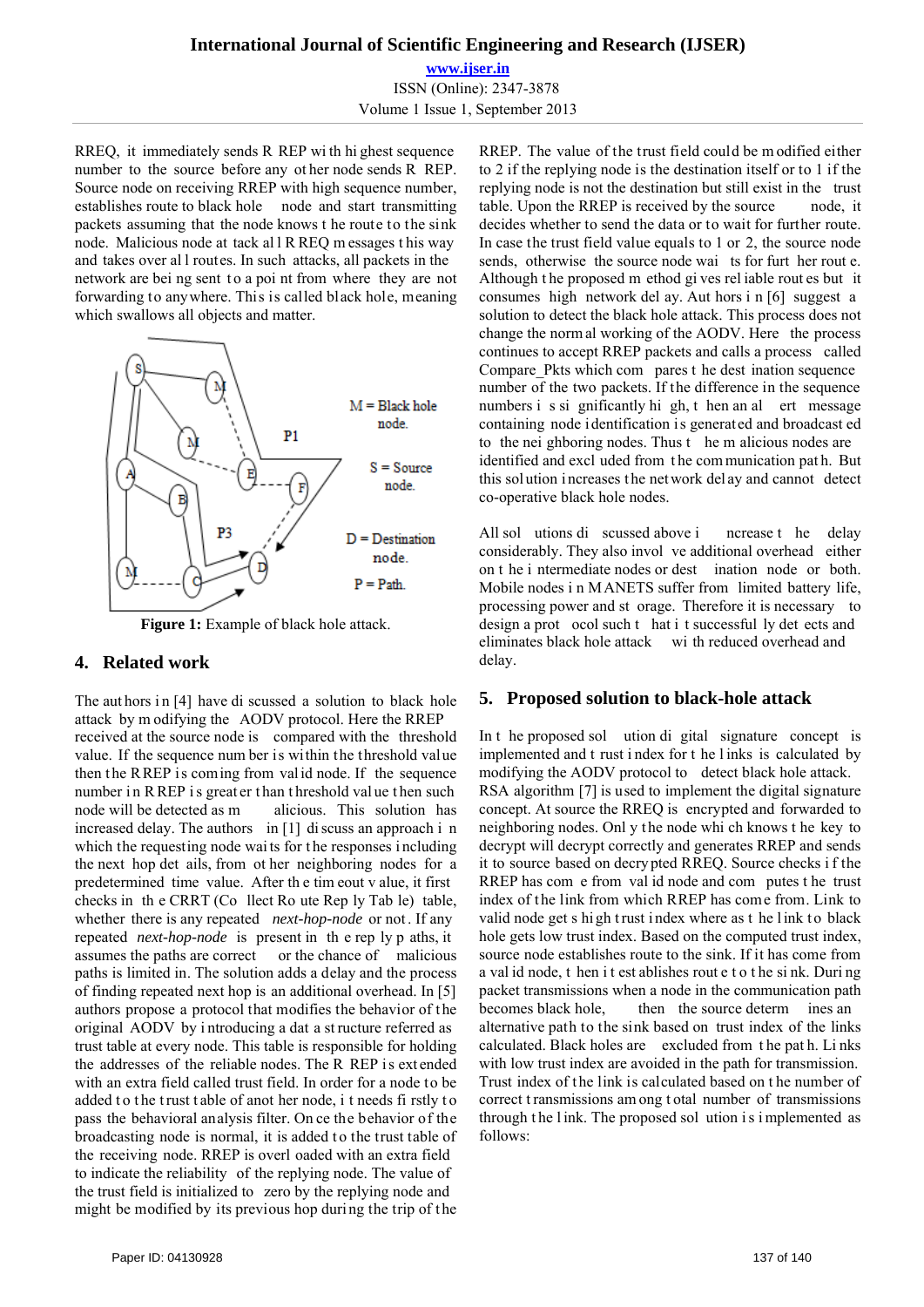RREQ, it immediately sends RREP with highest sequence number to the source before any other node sends RREP. Source node on receiving RREP with high sequence number, establishes route to black hole node and start transmitting packets assuming that the node knows the route to the sink node. Malicious node attack all RREQ messages this way and takes over all routes. In such attacks, all packets in the network are being sent to a point from where they are not forwarding to anywhere. This is called black hole, meaning which swallows all objects and matter.

**Figure 1:** Example of black hole attack.

## 4. Related work

The authors in [4] have discussed a solution to black hole attack by modifying the AODV protocol. Here the RREP received at the source node is compared with the threshold value. If the sequence number is within the threshold value then the RREP is coming from valid node. If the sequence number in RREP is greater than threshold value then such node will be detected as malicious. This solution has increased delay. The authors in [1] discuss an approach in which the requesting node waits for the responses including the next hop details, from other neighboring nodes for a predetermined time value. After the timeout value, it first checks in the CRRT (Collect Route Reply Table) table, whether there is any repeated *next-hop-node* or not. If any repeated *next-hop-node* is present in the reply paths, it assumes the paths are correct or the chance of malicious paths is limited in. The solution adds a delay and the process of finding repeated next hop is an additional overhead. In [5] authors propose a protocol that modifies the behavior of the original AODV by introducing a data structure referred as trust table at every node. This table is responsible for holding the addresses of the reliable nodes. The RREP is extended with an extra field called trust field. In order for a node to be added to the trust table of another node, it needs firstly to pass the behavioral analysis filter. Once the behavior of the broadcasting node is normal, it is added to the trust table of the receiving node. RREP is overloaded with an extra field to indicate the reliability of the replying node. The value of the trust field is initialized to zero by the replying node and might be modified by its previous hop during the trip of the RREP. The value of the trust field could be modified either to 2 if the replying node is the destination itself or to 1 if the replying node is not the destination but still exist in the trust table. Upon the RREP is received by the source node, it decides whether to send the data or to wait for further route. In case the trust field value equals to 1 or 2, the source node sends, otherwise the source node waits for further route. Although the proposed method gives reliable routes but it consumes high network delay. Authors in [6] suggest a solution to detect the black hole attack. This process does not change the normal working of the AODV. Here the process continues to accept RREP packets and calls a process called Compare_Pkts which compares the destination sequence number of the two packets. If the difference in the sequence numbers is significantly high, then an alert message containing node identification is generated and broadcasted to the neighboring nodes. Thus the malicious nodes are identified and excluded from the communication path. But this solution increases the network delay and cannot detect co-operative black hole nodes.

All solutions discussed above increase the delay considerably. They also involve additional overhead either on the intermediate nodes or destination node or both. Mobile nodes in MANETS suffer from limited battery life, processing power and storage. Therefore it is necessary to design a protocol such that it successfully detects and eliminates black hole attack with reduced overhead and delay.

## 5. Proposed solution to black-hole attack

In the proposed solution digital signature concept is implemented and trust index for the links is calculated by modifying the AODV protocol to detect black hole attack. RSA algorithm [7] is used to implement the digital signature concept. At source the RREQ is encrypted and forwarded to neighboring nodes. Only the node which knows the key to decrypt will decrypt correctly and generates RREP and sends it to source based on decrypted RREQ. Source checks if the RREP has come from valid node and computes the trust index of the link from which RREP has come from. Link to valid node gets high trust index where as the link to black hole gets low trust index. Based on the computed trust index, source node establishes route to the sink. If it has come from a valid node, then it establishes route to the sink. During packet transmissions when a node in the communication path becomes black hole, then the source determines an alternative path to the sink based on trust index of the links calculated. Black holes are excluded from the path. Links with low trust index are avoided in the path for transmission. Trust index of the link is calculated based on the number of correct transmissions among total number of transmissions through the link. The proposed solution is implemented as follows: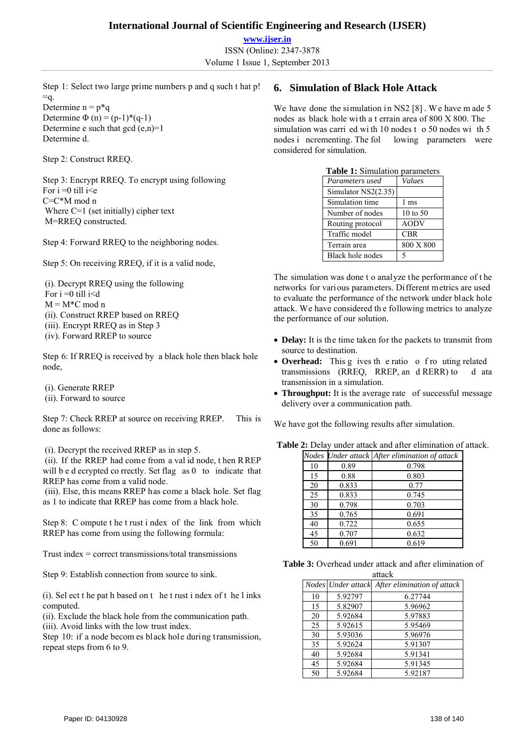Step 1: Select two large prime numbers p and q such that $p \neq q$.
Determine $n = p*q$
Determine $\Phi(n) = (p-1)*(q-1)$
Determine e such that gcd $(e,n)=1$
Determine d.

Step 2: Construct RREQ.

Step 3: Encrypt RREQ. To encrypt using following
For i =0 till i<e
C=C*M mod n
Where C=1 (set initially) cipher text
M=RREQ constructed.

Step 4: Forward RREQ to the neighboring nodes.

Step 5: On receiving RREQ, if it is a valid node,

(i). Decrypt RREQ using the following
For i =0 till i<d
M = M*C mod n
(ii). Construct RREP based on RREQ
(iii). Encrypt RREQ as in Step 3
(iv). Forward RREP to source

Step 6: If RREQ is received by a black hole then black hole node,

(i). Generate RREP
(ii). Forward to source

Step 7: Check RREP at source on receiving RREP. This is done as follows:

(i). Decrypt the received RREP as in step 5.
(ii). If the RREP had come from a valid node, then RREP will be decrypted correctly. Set flag as 0 to indicate that RREP has come from a valid node.
(iii). Else, this means RREP has come a black hole. Set flag as 1 to indicate that RREP has come from a black hole.

Step 8: Compute the trust index of the link from which RREP has come from using the following formula:

Trust index = correct transmissions/total transmissions

Step 9: Establish connection from source to sink.

(i). Select the path based on the trust index of the links computed.
(ii). Exclude the black hole from the communication path.
(iii). Avoid links with the low trust index.
Step 10: if a node becomes black hole during transmission, repeat steps from 6 to 9.

## 6. Simulation of Black Hole Attack

We have done the simulation in NS2 [8]. We have made 5 nodes as black hole with a terrain area of 800 X 800. The simulation was carried with 10 nodes to 50 nodes with 5 nodes incrementing. The following parameters were considered for simulation.

**Table 1:** Simulation parameters

| *Parameters used* | *Values* |
|---|---|
| Simulator NS2(2.35) | |
| Simulation time | 1 ms |
| Number of nodes | 10 to 50 |
| Routing protocol | AODV |
| Traffic model | CBR |
| Terrain area | 800 X 800 |
| Black hole nodes | 5 |

The simulation was done to analyze the performance of the networks for various parameters. Different metrics are used to evaluate the performance of the network under black hole attack. We have considered the following metrics to analyze the performance of our solution.

- **Delay:** It is the time taken for the packets to transmit from source to destination.
- **Overhead:** This gives the ratio of routing related transmissions (RREQ, RREP, and RERR) to data transmission in a simulation.
- **Throughput:** It is the average rate of successful message delivery over a communication path.

We have got the following results after simulation.

**Table 2:** Delay under attack and after elimination of attack.

| *Nodes* | *Under attack* | *After elimination of attack* |
|---|---|---|
| 10 | 0.89 | 0.798 |
| 15 | 0.88 | 0.803 |
| 20 | 0.833 | 0.77 |
| 25 | 0.833 | 0.745 |
| 30 | 0.798 | 0.703 |
| 35 | 0.765 | 0.691 |
| 40 | 0.722 | 0.655 |
| 45 | 0.707 | 0.632 |
| 50 | 0.691 | 0.619 |

**Table 3:** Overhead under attack and after elimination of attack

| *Nodes* | *Under attack* | *After elimination of attack* |
|---|---|---|
| 10 | 5.92797 | 6.27744 |
| 15 | 5.82907 | 5.96962 |
| 20 | 5.92684 | 5.97883 |
| 25 | 5.92615 | 5.95469 |
| 30 | 5.93036 | 5.96976 |
| 35 | 5.92624 | 5.91307 |
| 40 | 5.92684 | 5.91341 |
| 45 | 5.92684 | 5.91345 |
| 50 | 5.92684 | 5.92187 |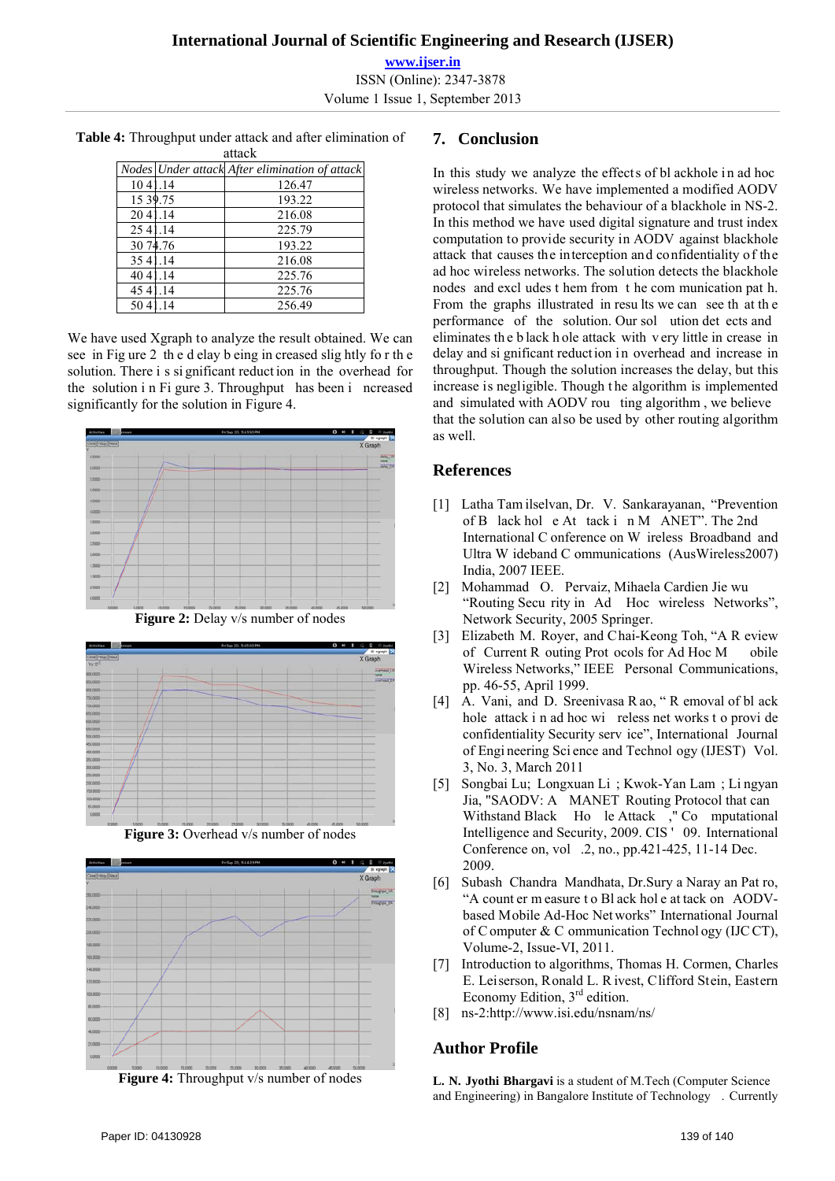**Table 4:** Throughput under attack and after elimination of attack

| Nodes | Under attack | After elimination of attack |
|---|---|---|
| 10 | 41.14 | 126.47 |
| 15 | 39.75 | 193.22 |
| 20 | 41.14 | 216.08 |
| 25 | 41.14 | 225.79 |
| 30 | 74.76 | 193.22 |
| 35 | 41.14 | 216.08 |
| 40 | 41.14 | 225.76 |
| 45 | 41.14 | 225.76 |
| 50 | 41.14 | 256.49 |

We have used Xgraph to analyze the result obtained. We can see in Figure 2 the delay being increased slightly for the solution. There is significant reduction in the overhead for the solution in Figure 3. Throughput has been increased significantly for the solution in Figure 4.

**Figure 2:** Delay v/s number of nodes

**Figure 3:** Overhead v/s number of nodes

**Figure 4:** Throughput v/s number of nodes

## 7. Conclusion

In this study we analyze the effects of blackhole in ad hoc wireless networks. We have implemented a modified AODV protocol that simulates the behaviour of a blackhole in NS-2. In this method we have used digital signature and trust index computation to provide security in AODV against blackhole attack that causes the interception and confidentiality of the ad hoc wireless networks. The solution detects the blackhole nodes and excludes them from the communication path. From the graphs illustrated in results we can see that the performance of the solution. Our solution detects and eliminates the black hole attack with very little increase in delay and significant reduction in overhead and increase in throughput. Though the solution increases the delay, but this increase is negligible. Though the algorithm is implemented and simulated with AODV routing algorithm, we believe that the solution can also be used by other routing algorithm as well.

## References

[1] Latha Tamilselvan, Dr. V. Sankarayanan, "Prevention of Blackhole Attack in MANET". The 2nd International Conference on Wireless Broadband and Ultra Wideband Communications (AusWireless2007) India, 2007 IEEE.

[2] Mohammad O. Pervaiz, Mihaela Cardien Jie wu "Routing Security in Ad Hoc wireless Networks", Network Security, 2005 Springer.

[3] Elizabeth M. Royer, and Chai-Keong Toh, "A Review of Current Routing Protocols for Ad Hoc Mobile Wireless Networks," IEEE Personal Communications, pp. 46-55, April 1999.

[4] A. Vani, and D. Sreenivasa Rao, " Removal of black hole attack in ad hoc wireless networks to provide confidentiality Security service", International Journal of Engineering Science and Technology (IJEST) Vol. 3, No. 3, March 2011

[5] Songbai Lu; Longxuan Li ; Kwok-Yan Lam ; Lingyan Jia, "SAODV: A MANET Routing Protocol that can Withstand Black Hole Attack ," Computational Intelligence and Security, 2009. CIS ' 09. International Conference on, vol .2, no., pp.421-425, 11-14 Dec. 2009.

[6] Subash Chandra Mandhata, Dr.Surya Narayan Patro, "A counter measure to Black hole attack on AODV-based Mobile Ad-Hoc Networks" International Journal of Computer & Communication Technology (IJCCT), Volume-2, Issue-VI, 2011.

[7] Introduction to algorithms, Thomas H. Cormen, Charles E. Leiserson, Ronald L. Rivest, Clifford Stein, Eastern Economy Edition, 3rd edition.

[8] ns-2:http://www.isi.edu/nsnam/ns/

## Author Profile

**L. N. Jyothi Bhargavi** is a student of M.Tech (Computer Science and Engineering) in Bangalore Institute of Technology . Currently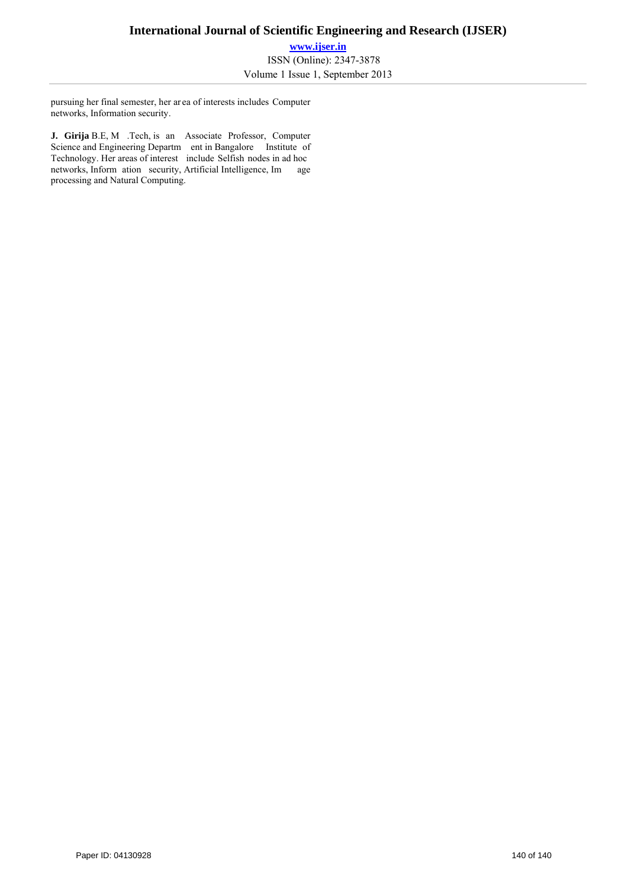pursuing her final semester, her area of interests includes Computer networks, Information security.

**J. Girija** B.E, M.Tech, is an Associate Professor, Computer Science and Engineering Department in Bangalore Institute of Technology. Her areas of interest include Selfish nodes in ad hoc networks, Information security, Artificial Intelligence, Image processing and Natural Computing.